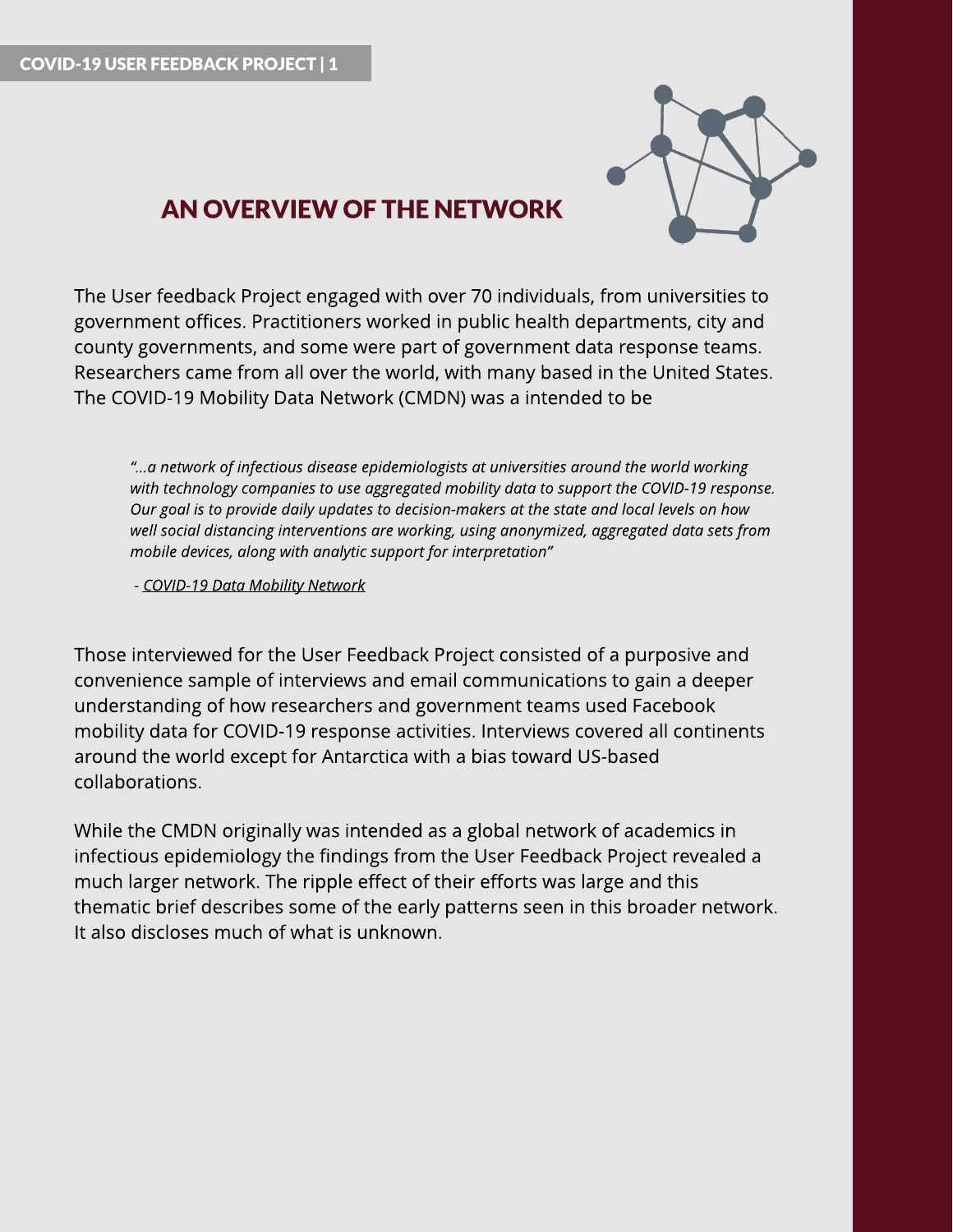# AN OVERVIEW OF THE NETWORK

The User feedback Project engaged with over 70 individuals, from universities to government offices. Practitioners worked in public health departments, city and county governments, and some were part of government data response teams. Researchers came from all over the world, with many based in the United States. The COVID-19 Mobility Data Network (CMDN) was a intended to be

> *"...a network of infectious disease epidemiologists at universities around the world working with technology companies to use aggregated mobility data to support the COVID-19 response. Our goal is to provide daily updates to decision-makers at the state and local levels on how well social distancing interventions are working, using anonymized, aggregated data sets from mobile devices, along with analytic support for interpretation"*
>
> *- COVID-19 Data Mobility Network*

Those interviewed for the User Feedback Project consisted of a purposive and convenience sample of interviews and email communications to gain a deeper understanding of how researchers and government teams used Facebook mobility data for COVID-19 response activities. Interviews covered all continents around the world except for Antarctica with a bias toward US-based collaborations.

While the CMDN originally was intended as a global network of academics in infectious epidemiology the findings from the User Feedback Project revealed a much larger network. The ripple effect of their efforts was large and this thematic brief describes some of the early patterns seen in this broader network. It also discloses much of what is unknown.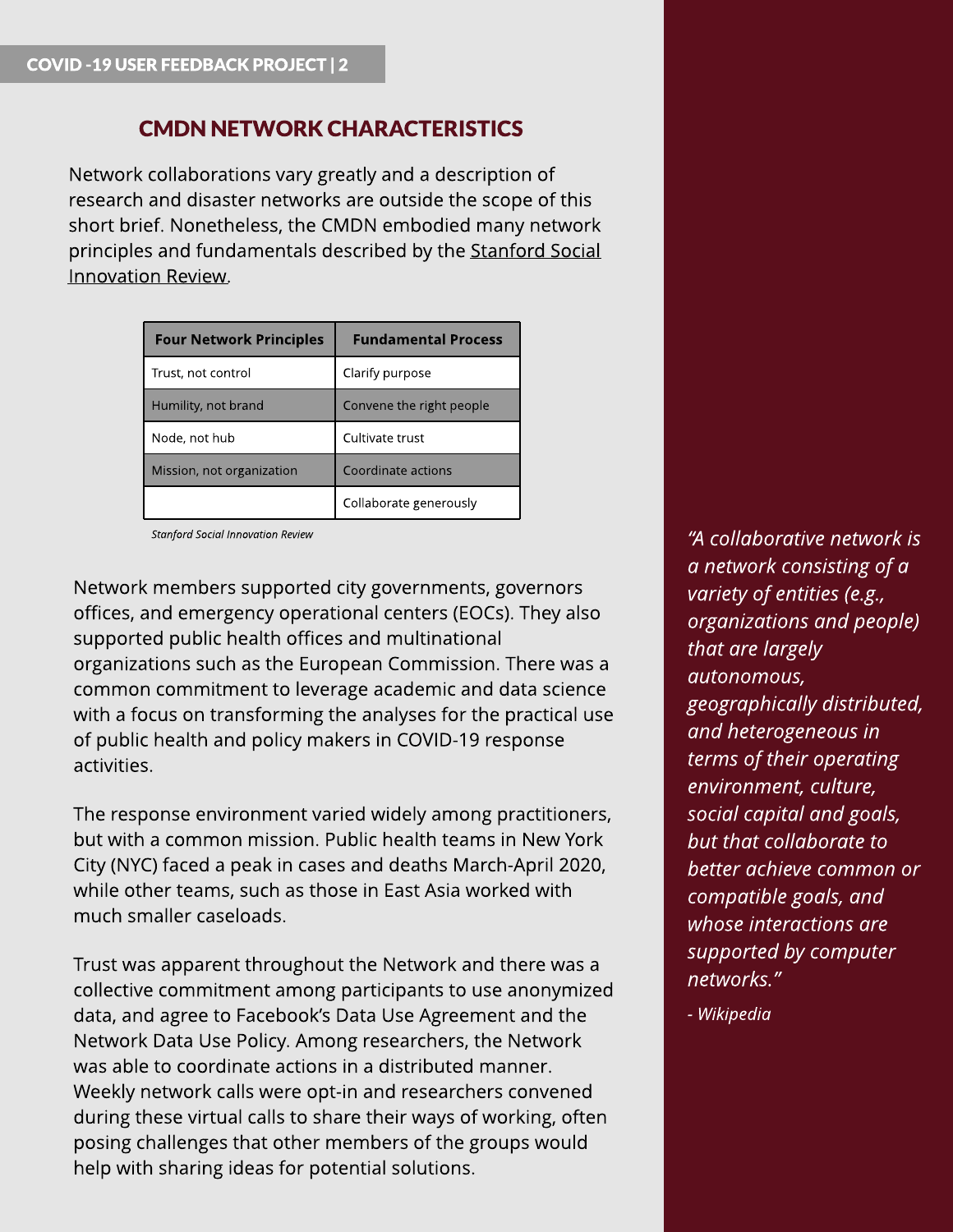## CMDN NETWORK CHARACTERISTICS

Network collaborations vary greatly and a description of research and disaster networks are outside the scope of this short brief. Nonetheless, the CMDN embodied many network principles and fundamentals described by the Stanford Social Innovation Review.

| Four Network Principles | Fundamental Process |
| --- | --- |
| Trust, not control | Clarify purpose |
| Humility, not brand | Convene the right people |
| Node, not hub | Cultivate trust |
| Mission, not organization | Coordinate actions |
| | Collaborate generously |

*Stanford Social Innovation Review*

Network members supported city governments, governors offices, and emergency operational centers (EOCs). They also supported public health offices and multinational organizations such as the European Commission. There was a common commitment to leverage academic and data science with a focus on transforming the analyses for the practical use of public health and policy makers in COVID-19 response activities.

The response environment varied widely among practitioners, but with a common mission. Public health teams in New York City (NYC) faced a peak in cases and deaths March-April 2020, while other teams, such as those in East Asia worked with much smaller caseloads.

Trust was apparent throughout the Network and there was a collective commitment among participants to use anonymized data, and agree to Facebook's Data Use Agreement and the Network Data Use Policy. Among researchers, the Network was able to coordinate actions in a distributed manner. Weekly network calls were opt-in and researchers convened during these virtual calls to share their ways of working, often posing challenges that other members of the groups would help with sharing ideas for potential solutions.

*"A collaborative network is a network consisting of a variety of entities (e.g., organizations and people) that are largely autonomous, geographically distributed, and heterogeneous in terms of their operating environment, culture, social capital and goals, but that collaborate to better achieve common or compatible goals, and whose interactions are supported by computer networks."*

*- Wikipedia*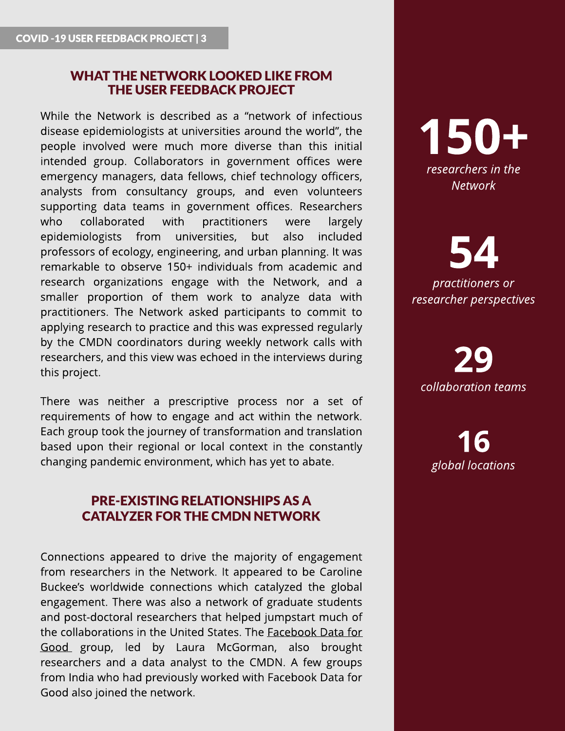## WHAT THE NETWORK LOOKED LIKE FROM THE USER FEEDBACK PROJECT

While the Network is described as a "network of infectious disease epidemiologists at universities around the world", the people involved were much more diverse than this initial intended group. Collaborators in government offices were emergency managers, data fellows, chief technology officers, analysts from consultancy groups, and even volunteers supporting data teams in government offices. Researchers who collaborated with practitioners were largely epidemiologists from universities, but also included professors of ecology, engineering, and urban planning. It was remarkable to observe 150+ individuals from academic and research organizations engage with the Network, and a smaller proportion of them work to analyze data with practitioners. The Network asked participants to commit to applying research to practice and this was expressed regularly by the CMDN coordinators during weekly network calls with researchers, and this view was echoed in the interviews during this project.

There was neither a prescriptive process nor a set of requirements of how to engage and act within the network. Each group took the journey of transformation and translation based upon their regional or local context in the constantly changing pandemic environment, which has yet to abate.

**150+**
*researchers in the Network*

**54**
*practitioners or researcher perspectives*

**29**
*collaboration teams*

**16**
*global locations*

## PRE-EXISTING RELATIONSHIPS AS A CATALYZER FOR THE CMDN NETWORK

Connections appeared to drive the majority of engagement from researchers in the Network. It appeared to be Caroline Buckee's worldwide connections which catalyzed the global engagement. There was also a network of graduate students and post-doctoral researchers that helped jumpstart much of the collaborations in the United States. The Facebook Data for Good group, led by Laura McGorman, also brought researchers and a data analyst to the CMDN. A few groups from India who had previously worked with Facebook Data for Good also joined the network.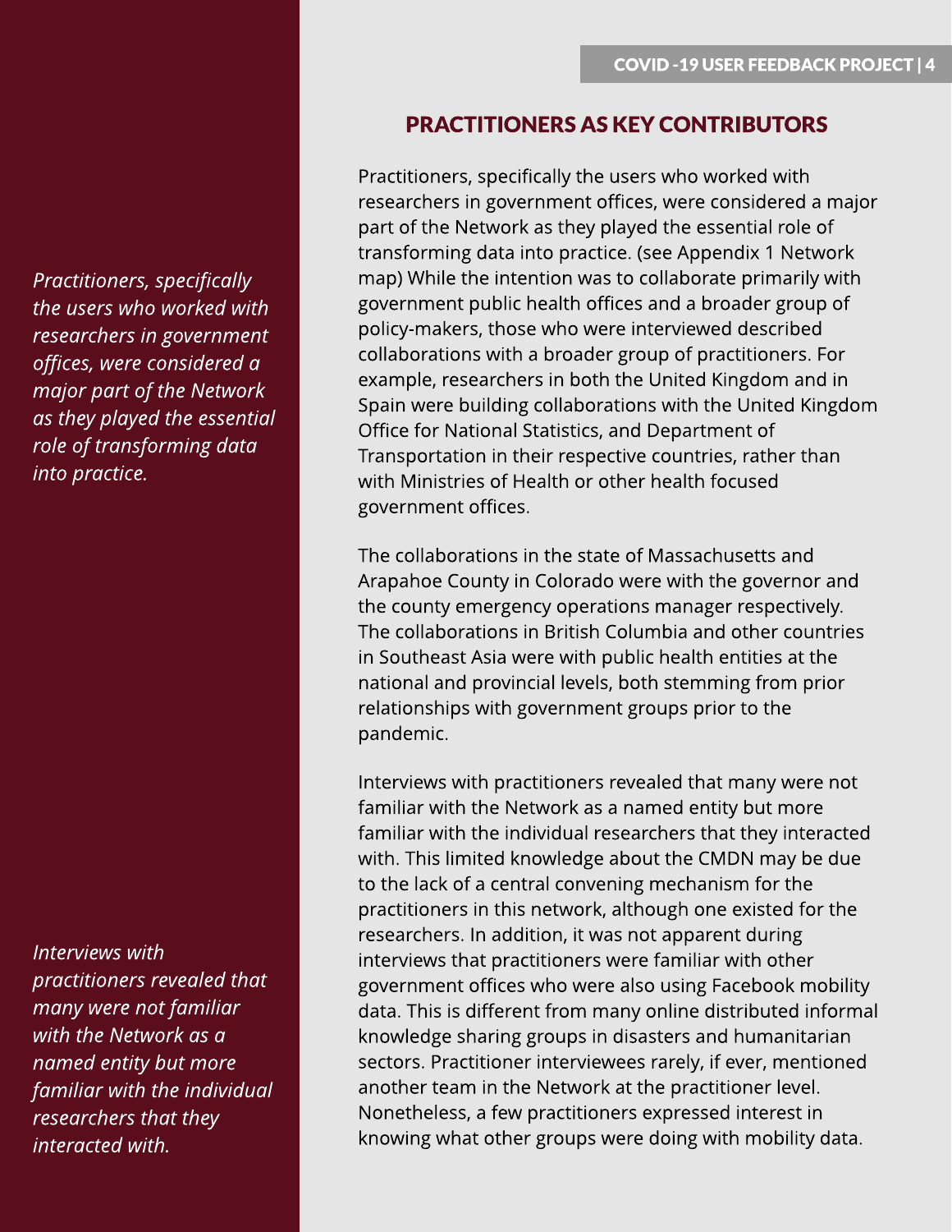## PRACTITIONERS AS KEY CONTRIBUTORS

*Practitioners, specifically the users who worked with researchers in government offices, were considered a major part of the Network as they played the essential role of transforming data into practice.*

Practitioners, specifically the users who worked with researchers in government offices, were considered a major part of the Network as they played the essential role of transforming data into practice. (see Appendix 1 Network map) While the intention was to collaborate primarily with government public health offices and a broader group of policy-makers, those who were interviewed described collaborations with a broader group of practitioners. For example, researchers in both the United Kingdom and in Spain were building collaborations with the United Kingdom Office for National Statistics, and Department of Transportation in their respective countries, rather than with Ministries of Health or other health focused government offices.

The collaborations in the state of Massachusetts and Arapahoe County in Colorado were with the governor and the county emergency operations manager respectively. The collaborations in British Columbia and other countries in Southeast Asia were with public health entities at the national and provincial levels, both stemming from prior relationships with government groups prior to the pandemic.

*Interviews with practitioners revealed that many were not familiar with the Network as a named entity but more familiar with the individual researchers that they interacted with.*

Interviews with practitioners revealed that many were not familiar with the Network as a named entity but more familiar with the individual researchers that they interacted with. This limited knowledge about the CMDN may be due to the lack of a central convening mechanism for the practitioners in this network, although one existed for the researchers. In addition, it was not apparent during interviews that practitioners were familiar with other government offices who were also using Facebook mobility data. This is different from many online distributed informal knowledge sharing groups in disasters and humanitarian sectors. Practitioner interviewees rarely, if ever, mentioned another team in the Network at the practitioner level. Nonetheless, a few practitioners expressed interest in knowing what other groups were doing with mobility data.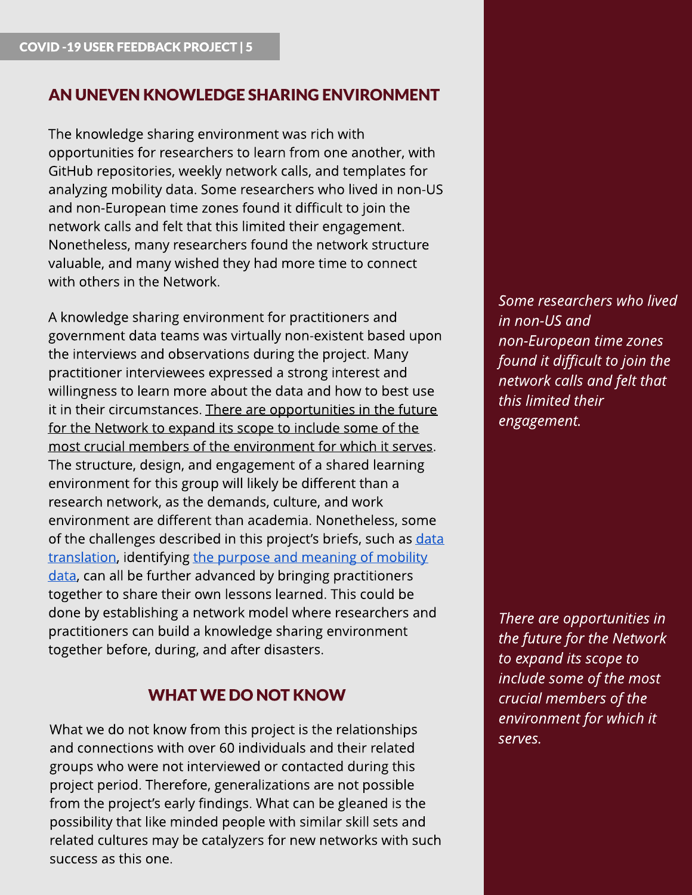## AN UNEVEN KNOWLEDGE SHARING ENVIRONMENT

The knowledge sharing environment was rich with opportunities for researchers to learn from one another, with GitHub repositories, weekly network calls, and templates for analyzing mobility data. Some researchers who lived in non-US and non-European time zones found it difficult to join the network calls and felt that this limited their engagement. Nonetheless, many researchers found the network structure valuable, and many wished they had more time to connect with others in the Network.

A knowledge sharing environment for practitioners and government data teams was virtually non-existent based upon the interviews and observations during the project. Many practitioner interviewees expressed a strong interest and willingness to learn more about the data and how to best use it in their circumstances. There are opportunities in the future for the Network to expand its scope to include some of the most crucial members of the environment for which it serves. The structure, design, and engagement of a shared learning environment for this group will likely be different than a research network, as the demands, culture, and work environment are different than academia. Nonetheless, some of the challenges described in this project's briefs, such as data translation, identifying the purpose and meaning of mobility data, can all be further advanced by bringing practitioners together to share their own lessons learned. This could be done by establishing a network model where researchers and practitioners can build a knowledge sharing environment together before, during, and after disasters.

*Some researchers who lived in non-US and non-European time zones found it difficult to join the network calls and felt that this limited their engagement.*

*There are opportunities in the future for the Network to expand its scope to include some of the most crucial members of the environment for which it serves.*

## WHAT WE DO NOT KNOW

What we do not know from this project is the relationships and connections with over 60 individuals and their related groups who were not interviewed or contacted during this project period. Therefore, generalizations are not possible from the project's early findings. What can be gleaned is the possibility that like minded people with similar skill sets and related cultures may be catalyzers for new networks with such success as this one.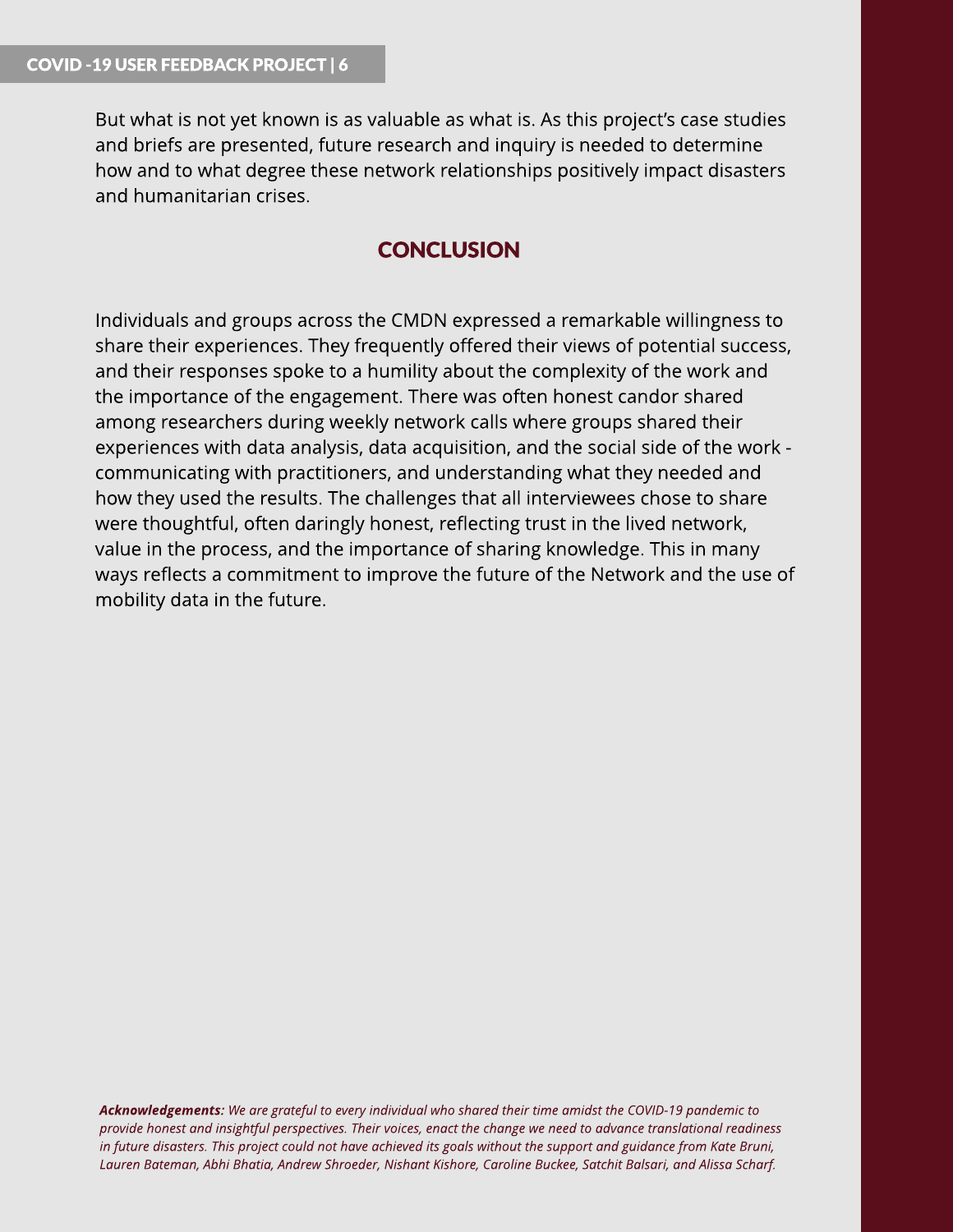But what is not yet known is as valuable as what is. As this project's case studies and briefs are presented, future research and inquiry is needed to determine how and to what degree these network relationships positively impact disasters and humanitarian crises.

## CONCLUSION

Individuals and groups across the CMDN expressed a remarkable willingness to share their experiences. They frequently offered their views of potential success, and their responses spoke to a humility about the complexity of the work and the importance of the engagement. There was often honest candor shared among researchers during weekly network calls where groups shared their experiences with data analysis, data acquisition, and the social side of the work - communicating with practitioners, and understanding what they needed and how they used the results. The challenges that all interviewees chose to share were thoughtful, often daringly honest, reflecting trust in the lived network, value in the process, and the importance of sharing knowledge. This in many ways reflects a commitment to improve the future of the Network and the use of mobility data in the future.

***Acknowledgements:*** *We are grateful to every individual who shared their time amidst the COVID-19 pandemic to provide honest and insightful perspectives. Their voices, enact the change we need to advance translational readiness in future disasters. This project could not have achieved its goals without the support and guidance from Kate Bruni, Lauren Bateman, Abhi Bhatia, Andrew Shroeder, Nishant Kishore, Caroline Buckee, Satchit Balsari, and Alissa Scharf.*